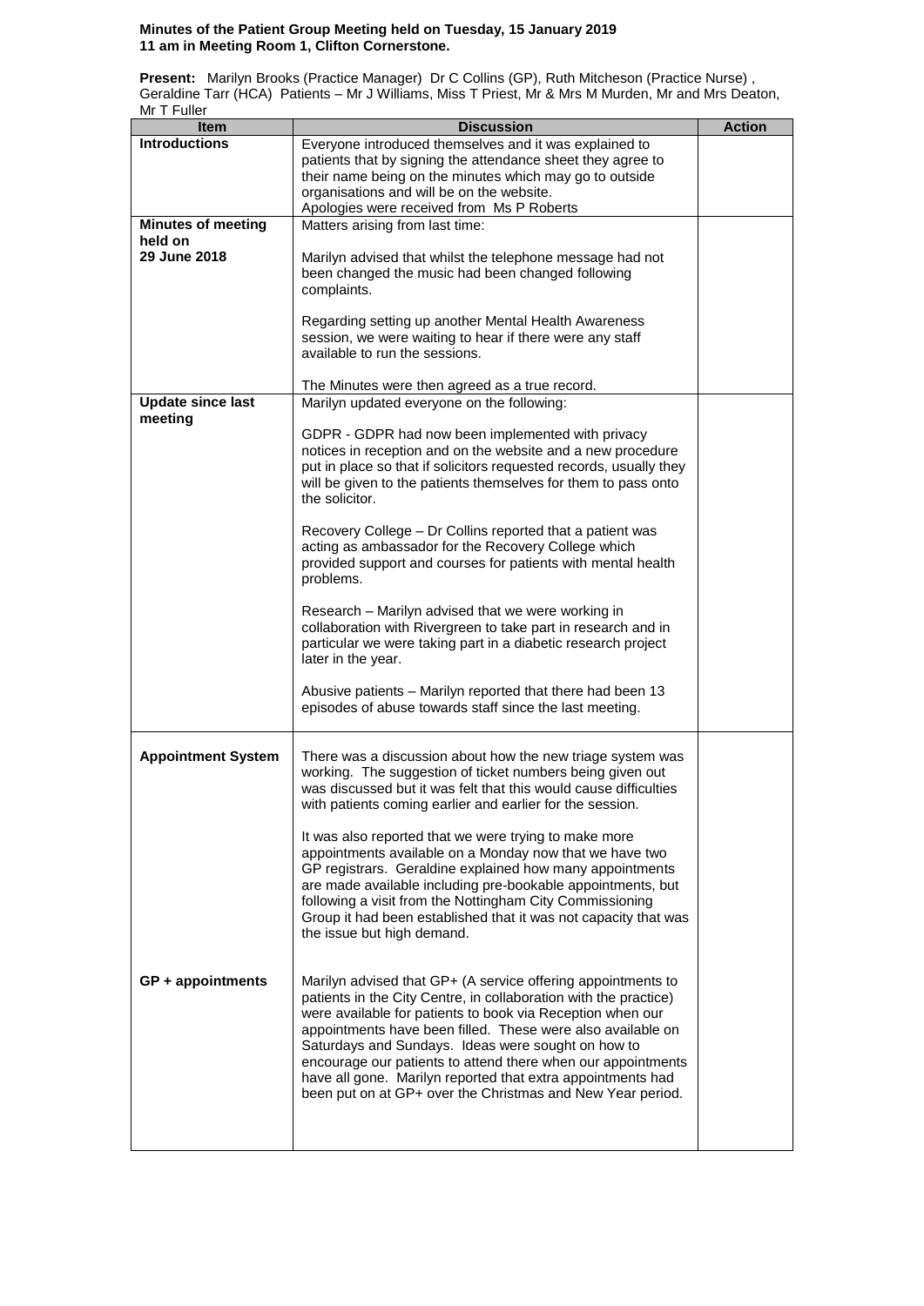**Minutes of the Patient Group Meeting held on Tuesday, 15 January 2019**
**11 am in Meeting Room 1, Clifton Cornerstone.**

**Present:** Marilyn Brooks (Practice Manager) Dr C Collins (GP), Ruth Mitcheson (Practice Nurse) , Geraldine Tarr (HCA) Patients – Mr J Williams, Miss T Priest, Mr & Mrs M Murden, Mr and Mrs Deaton, Mr T Fuller

| Item | Discussion | Action |
|---|---|---|
| **Introductions** | Everyone introduced themselves and it was explained to patients that by signing the attendance sheet they agree to their name being on the minutes which may go to outside organisations and will be on the website.<br>Apologies were received from Ms P Roberts | |
| **Minutes of meeting held on 29 June 2018** | Matters arising from last time:<br><br>Marilyn advised that whilst the telephone message had not been changed the music had been changed following complaints.<br><br>Regarding setting up another Mental Health Awareness session, we were waiting to hear if there were any staff available to run the sessions.<br><br>The Minutes were then agreed as a true record. | |
| **Update since last meeting** | Marilyn updated everyone on the following:<br><br>GDPR - GDPR had now been implemented with privacy notices in reception and on the website and a new procedure put in place so that if solicitors requested records, usually they will be given to the patients themselves for them to pass onto the solicitor.<br><br>Recovery College – Dr Collins reported that a patient was acting as ambassador for the Recovery College which provided support and courses for patients with mental health problems.<br><br>Research – Marilyn advised that we were working in collaboration with Rivergreen to take part in research and in particular we were taking part in a diabetic research project later in the year.<br><br>Abusive patients – Marilyn reported that there had been 13 episodes of abuse towards staff since the last meeting. | |
| **Appointment System**<br><br><br><br><br><br><br><br><br><br><br><br><br><br>**GP + appointments** | There was a discussion about how the new triage system was working. The suggestion of ticket numbers being given out was discussed but it was felt that this would cause difficulties with patients coming earlier and earlier for the session.<br><br>It was also reported that we were trying to make more appointments available on a Monday now that we have two GP registrars. Geraldine explained how many appointments are made available including pre-bookable appointments, but following a visit from the Nottingham City Commissioning Group it had been established that it was not capacity that was the issue but high demand.<br><br>Marilyn advised that GP+ (A service offering appointments to patients in the City Centre, in collaboration with the practice) were available for patients to book via Reception when our appointments have been filled. These were also available on Saturdays and Sundays. Ideas were sought on how to encourage our patients to attend there when our appointments have all gone. Marilyn reported that extra appointments had been put on at GP+ over the Christmas and New Year period. | |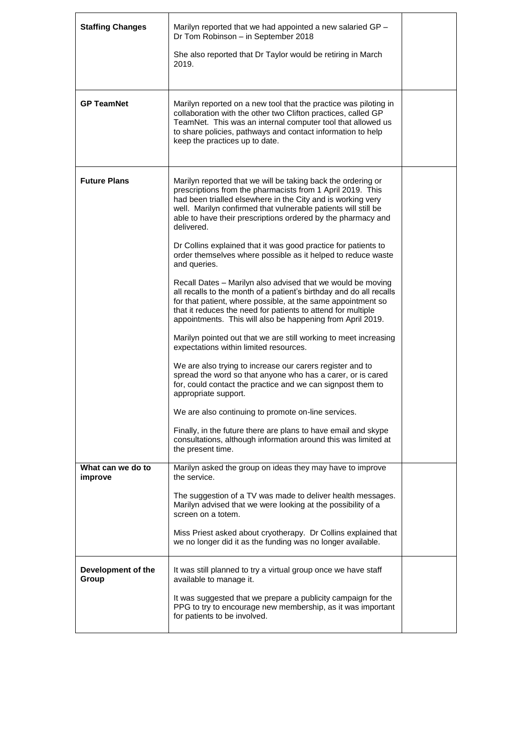| | | |
|---|---|---|
| **Staffing Changes** | Marilyn reported that we had appointed a new salaried GP – Dr Tom Robinson – in September 2018<br><br>She also reported that Dr Taylor would be retiring in March 2019. | |
| **GP TeamNet** | Marilyn reported on a new tool that the practice was piloting in collaboration with the other two Clifton practices, called GP TeamNet. This was an internal computer tool that allowed us to share policies, pathways and contact information to help keep the practices up to date. | |
| **Future Plans** | Marilyn reported that we will be taking back the ordering or prescriptions from the pharmacists from 1 April 2019. This had been trialled elsewhere in the City and is working very well. Marilyn confirmed that vulnerable patients will still be able to have their prescriptions ordered by the pharmacy and delivered.<br><br>Dr Collins explained that it was good practice for patients to order themselves where possible as it helped to reduce waste and queries.<br><br>Recall Dates – Marilyn also advised that we would be moving all recalls to the month of a patient's birthday and do all recalls for that patient, where possible, at the same appointment so that it reduces the need for patients to attend for multiple appointments. This will also be happening from April 2019.<br><br>Marilyn pointed out that we are still working to meet increasing expectations within limited resources.<br><br>We are also trying to increase our carers register and to spread the word so that anyone who has a carer, or is cared for, could contact the practice and we can signpost them to appropriate support.<br><br>We are also continuing to promote on-line services.<br><br>Finally, in the future there are plans to have email and skype consultations, although information around this was limited at the present time. | |
| **What can we do to improve** | Marilyn asked the group on ideas they may have to improve the service.<br><br>The suggestion of a TV was made to deliver health messages. Marilyn advised that we were looking at the possibility of a screen on a totem.<br><br>Miss Priest asked about cryotherapy. Dr Collins explained that we no longer did it as the funding was no longer available. | |
| **Development of the Group** | It was still planned to try a virtual group once we have staff available to manage it.<br><br>It was suggested that we prepare a publicity campaign for the PPG to try to encourage new membership, as it was important for patients to be involved. | |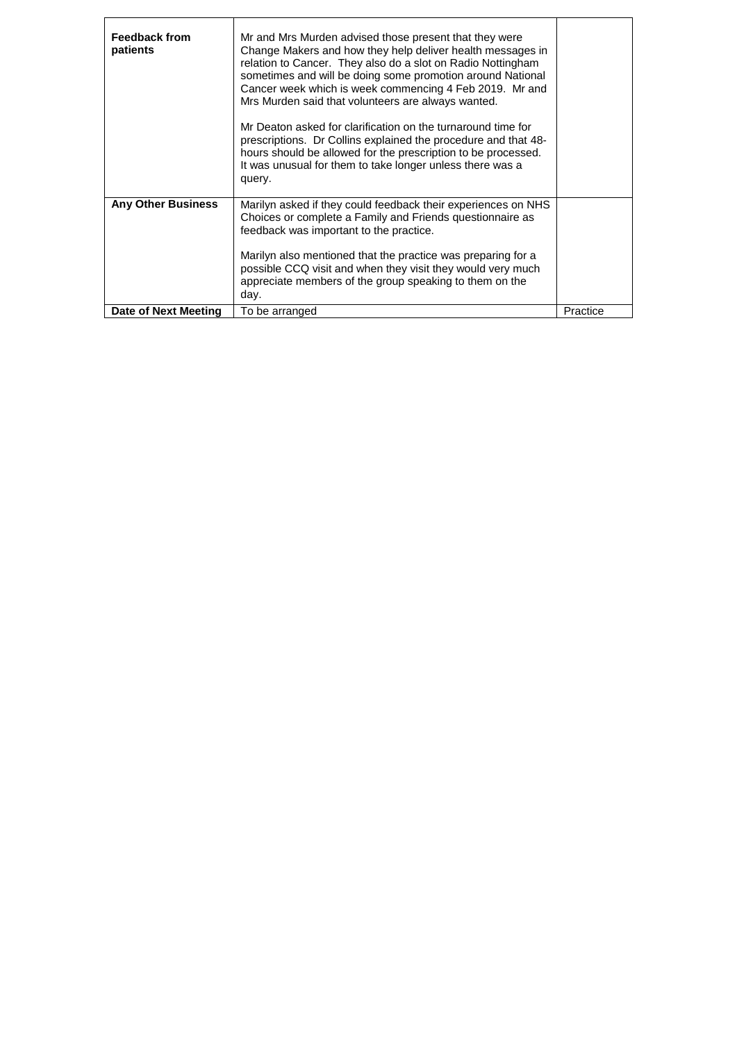| | | |
|---|---|---|
| **Feedback from patients** | Mr and Mrs Murden advised those present that they were Change Makers and how they help deliver health messages in relation to Cancer. They also do a slot on Radio Nottingham sometimes and will be doing some promotion around National Cancer week which is week commencing 4 Feb 2019. Mr and Mrs Murden said that volunteers are always wanted.<br><br>Mr Deaton asked for clarification on the turnaround time for prescriptions. Dr Collins explained the procedure and that 48-hours should be allowed for the prescription to be processed. It was unusual for them to take longer unless there was a query. | |
| **Any Other Business** | Marilyn asked if they could feedback their experiences on NHS Choices or complete a Family and Friends questionnaire as feedback was important to the practice.<br><br>Marilyn also mentioned that the practice was preparing for a possible CCQ visit and when they visit they would very much appreciate members of the group speaking to them on the day. | |
| **Date of Next Meeting** | To be arranged | Practice |